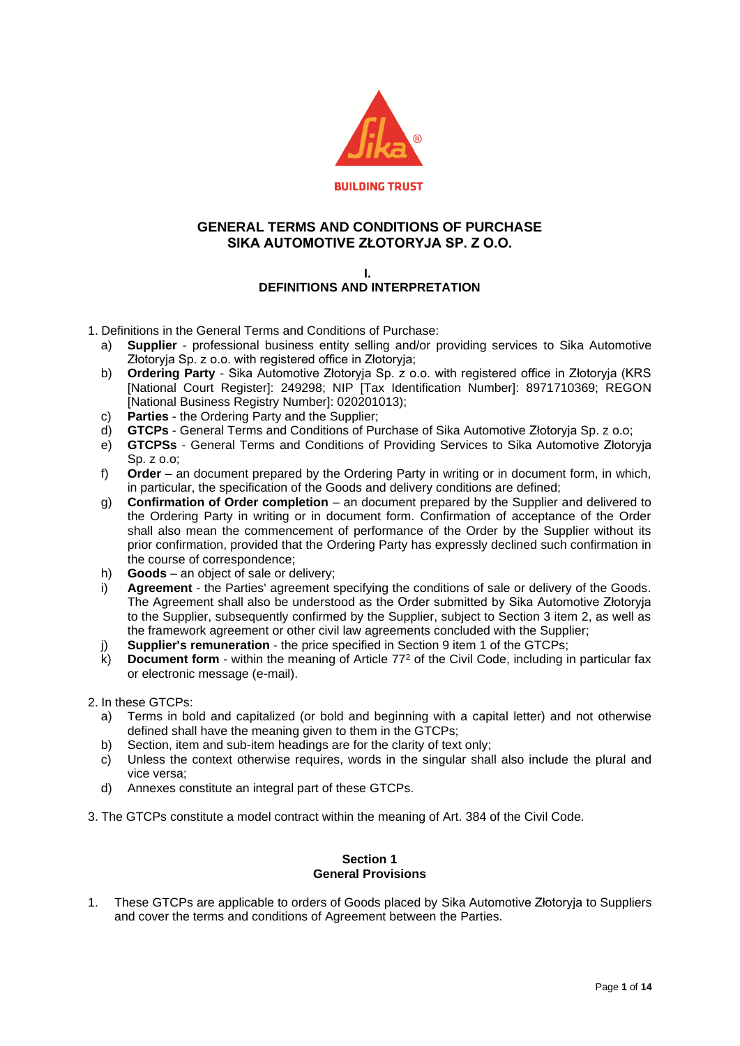BUILDING TRUST

# GENERAL TERMS AND CONDITIONS OF PURCHASE
# SIKA AUTOMOTIVE ZŁOTORYJA SP. Z O.O.

## I.
## DEFINITIONS AND INTERPRETATION

1. Definitions in the General Terms and Conditions of Purchase:
   a) **Supplier** - professional business entity selling and/or providing services to Sika Automotive Złotoryja Sp. z o.o. with registered office in Złotoryja;
   b) **Ordering Party** - Sika Automotive Złotoryja Sp. z o.o. with registered office in Złotoryja (KRS [National Court Register]: 249298; NIP [Tax Identification Number]: 8971710369; REGON [National Business Registry Number]: 020201013);
   c) **Parties** - the Ordering Party and the Supplier;
   d) **GTCPs** - General Terms and Conditions of Purchase of Sika Automotive Złotoryja Sp. z o.o;
   e) **GTCPSs** - General Terms and Conditions of Providing Services to Sika Automotive Złotoryja Sp. z o.o;
   f) **Order** – an document prepared by the Ordering Party in writing or in document form, in which, in particular, the specification of the Goods and delivery conditions are defined;
   g) **Confirmation of Order completion** – an document prepared by the Supplier and delivered to the Ordering Party in writing or in document form. Confirmation of acceptance of the Order shall also mean the commencement of performance of the Order by the Supplier without its prior confirmation, provided that the Ordering Party has expressly declined such confirmation in the course of correspondence;
   h) **Goods** – an object of sale or delivery;
   i) **Agreement** - the Parties' agreement specifying the conditions of sale or delivery of the Goods. The Agreement shall also be understood as the Order submitted by Sika Automotive Złotoryja to the Supplier, subsequently confirmed by the Supplier, subject to Section 3 item 2, as well as the framework agreement or other civil law agreements concluded with the Supplier;
   j) **Supplier's remuneration** - the price specified in Section 9 item 1 of the GTCPs;
   k) **Document form** - within the meaning of Article 77[2] of the Civil Code, including in particular fax or electronic message (e-mail).

2. In these GTCPs:
   a) Terms in bold and capitalized (or bold and beginning with a capital letter) and not otherwise defined shall have the meaning given to them in the GTCPs;
   b) Section, item and sub-item headings are for the clarity of text only;
   c) Unless the context otherwise requires, words in the singular shall also include the plural and vice versa;
   d) Annexes constitute an integral part of these GTCPs.

3. The GTCPs constitute a model contract within the meaning of Art. 384 of the Civil Code.

### Section 1
### General Provisions

1. These GTCPs are applicable to orders of Goods placed by Sika Automotive Złotoryja to Suppliers and cover the terms and conditions of Agreement between the Parties.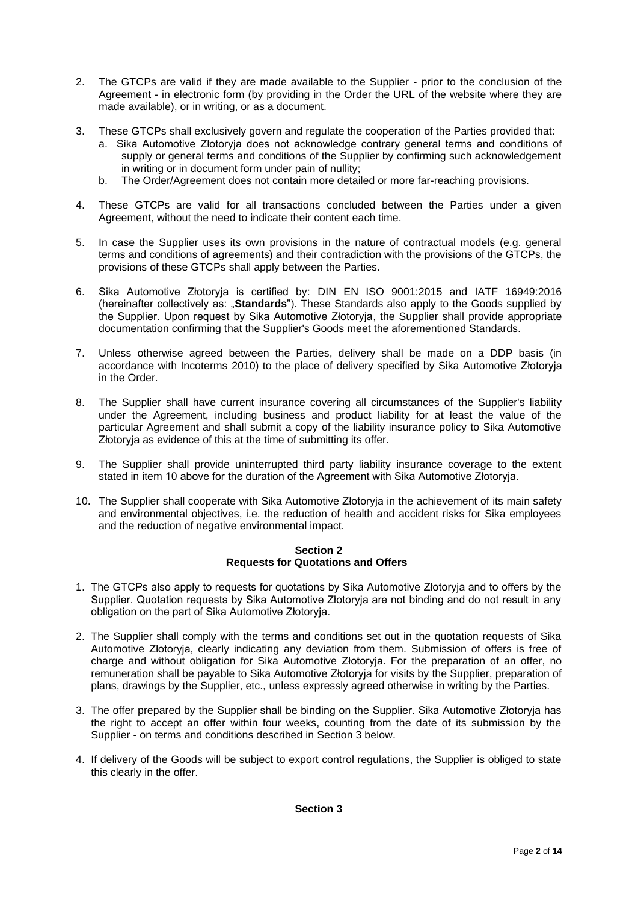2. The GTCPs are valid if they are made available to the Supplier - prior to the conclusion of the Agreement - in electronic form (by providing in the Order the URL of the website where they are made available), or in writing, or as a document.

3. These GTCPs shall exclusively govern and regulate the cooperation of the Parties provided that:
   a. Sika Automotive Złotoryja does not acknowledge contrary general terms and conditions of supply or general terms and conditions of the Supplier by confirming such acknowledgement in writing or in document form under pain of nullity;
   b. The Order/Agreement does not contain more detailed or more far-reaching provisions.

4. These GTCPs are valid for all transactions concluded between the Parties under a given Agreement, without the need to indicate their content each time.

5. In case the Supplier uses its own provisions in the nature of contractual models (e.g. general terms and conditions of agreements) and their contradiction with the provisions of the GTCPs, the provisions of these GTCPs shall apply between the Parties.

6. Sika Automotive Złotoryja is certified by: DIN EN ISO 9001:2015 and IATF 16949:2016 (hereinafter collectively as: „**Standards**"). These Standards also apply to the Goods supplied by the Supplier. Upon request by Sika Automotive Złotoryja, the Supplier shall provide appropriate documentation confirming that the Supplier's Goods meet the aforementioned Standards.

7. Unless otherwise agreed between the Parties, delivery shall be made on a DDP basis (in accordance with Incoterms 2010) to the place of delivery specified by Sika Automotive Złotoryja in the Order.

8. The Supplier shall have current insurance covering all circumstances of the Supplier's liability under the Agreement, including business and product liability for at least the value of the particular Agreement and shall submit a copy of the liability insurance policy to Sika Automotive Złotoryja as evidence of this at the time of submitting its offer.

9. The Supplier shall provide uninterrupted third party liability insurance coverage to the extent stated in item 10 above for the duration of the Agreement with Sika Automotive Złotoryja.

10. The Supplier shall cooperate with Sika Automotive Złotoryja in the achievement of its main safety and environmental objectives, i.e. the reduction of health and accident risks for Sika employees and the reduction of negative environmental impact.

## Section 2
## Requests for Quotations and Offers

1. The GTCPs also apply to requests for quotations by Sika Automotive Złotoryja and to offers by the Supplier. Quotation requests by Sika Automotive Złotoryja are not binding and do not result in any obligation on the part of Sika Automotive Złotoryja.

2. The Supplier shall comply with the terms and conditions set out in the quotation requests of Sika Automotive Złotoryja, clearly indicating any deviation from them. Submission of offers is free of charge and without obligation for Sika Automotive Złotoryja. For the preparation of an offer, no remuneration shall be payable to Sika Automotive Złotoryja for visits by the Supplier, preparation of plans, drawings by the Supplier, etc., unless expressly agreed otherwise in writing by the Parties.

3. The offer prepared by the Supplier shall be binding on the Supplier. Sika Automotive Złotoryja has the right to accept an offer within four weeks, counting from the date of its submission by the Supplier - on terms and conditions described in Section 3 below.

4. If delivery of the Goods will be subject to export control regulations, the Supplier is obliged to state this clearly in the offer.

## Section 3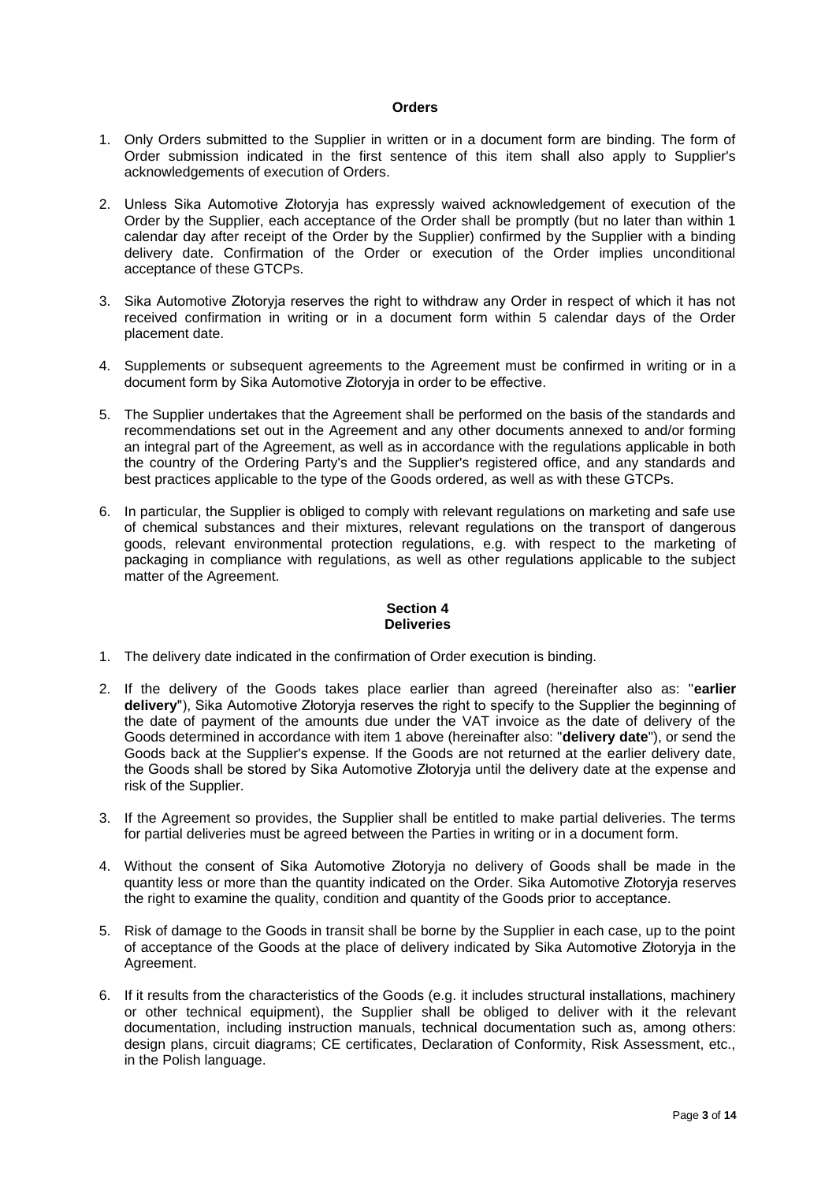**Orders**

1. Only Orders submitted to the Supplier in written or in a document form are binding. The form of Order submission indicated in the first sentence of this item shall also apply to Supplier's acknowledgements of execution of Orders.

2. Unless Sika Automotive Złotoryja has expressly waived acknowledgement of execution of the Order by the Supplier, each acceptance of the Order shall be promptly (but no later than within 1 calendar day after receipt of the Order by the Supplier) confirmed by the Supplier with a binding delivery date. Confirmation of the Order or execution of the Order implies unconditional acceptance of these GTCPs.

3. Sika Automotive Złotoryja reserves the right to withdraw any Order in respect of which it has not received confirmation in writing or in a document form within 5 calendar days of the Order placement date.

4. Supplements or subsequent agreements to the Agreement must be confirmed in writing or in a document form by Sika Automotive Złotoryja in order to be effective.

5. The Supplier undertakes that the Agreement shall be performed on the basis of the standards and recommendations set out in the Agreement and any other documents annexed to and/or forming an integral part of the Agreement, as well as in accordance with the regulations applicable in both the country of the Ordering Party's and the Supplier's registered office, and any standards and best practices applicable to the type of the Goods ordered, as well as with these GTCPs.

6. In particular, the Supplier is obliged to comply with relevant regulations on marketing and safe use of chemical substances and their mixtures, relevant regulations on the transport of dangerous goods, relevant environmental protection regulations, e.g. with respect to the marketing of packaging in compliance with regulations, as well as other regulations applicable to the subject matter of the Agreement.

## Section 4
## Deliveries

1. The delivery date indicated in the confirmation of Order execution is binding.

2. If the delivery of the Goods takes place earlier than agreed (hereinafter also as: "**earlier delivery**"), Sika Automotive Złotoryja reserves the right to specify to the Supplier the beginning of the date of payment of the amounts due under the VAT invoice as the date of delivery of the Goods determined in accordance with item 1 above (hereinafter also: "**delivery date**"), or send the Goods back at the Supplier's expense. If the Goods are not returned at the earlier delivery date, the Goods shall be stored by Sika Automotive Złotoryja until the delivery date at the expense and risk of the Supplier.

3. If the Agreement so provides, the Supplier shall be entitled to make partial deliveries. The terms for partial deliveries must be agreed between the Parties in writing or in a document form.

4. Without the consent of Sika Automotive Złotoryja no delivery of Goods shall be made in the quantity less or more than the quantity indicated on the Order. Sika Automotive Złotoryja reserves the right to examine the quality, condition and quantity of the Goods prior to acceptance.

5. Risk of damage to the Goods in transit shall be borne by the Supplier in each case, up to the point of acceptance of the Goods at the place of delivery indicated by Sika Automotive Złotoryja in the Agreement.

6. If it results from the characteristics of the Goods (e.g. it includes structural installations, machinery or other technical equipment), the Supplier shall be obliged to deliver with it the relevant documentation, including instruction manuals, technical documentation such as, among others: design plans, circuit diagrams; CE certificates, Declaration of Conformity, Risk Assessment, etc., in the Polish language.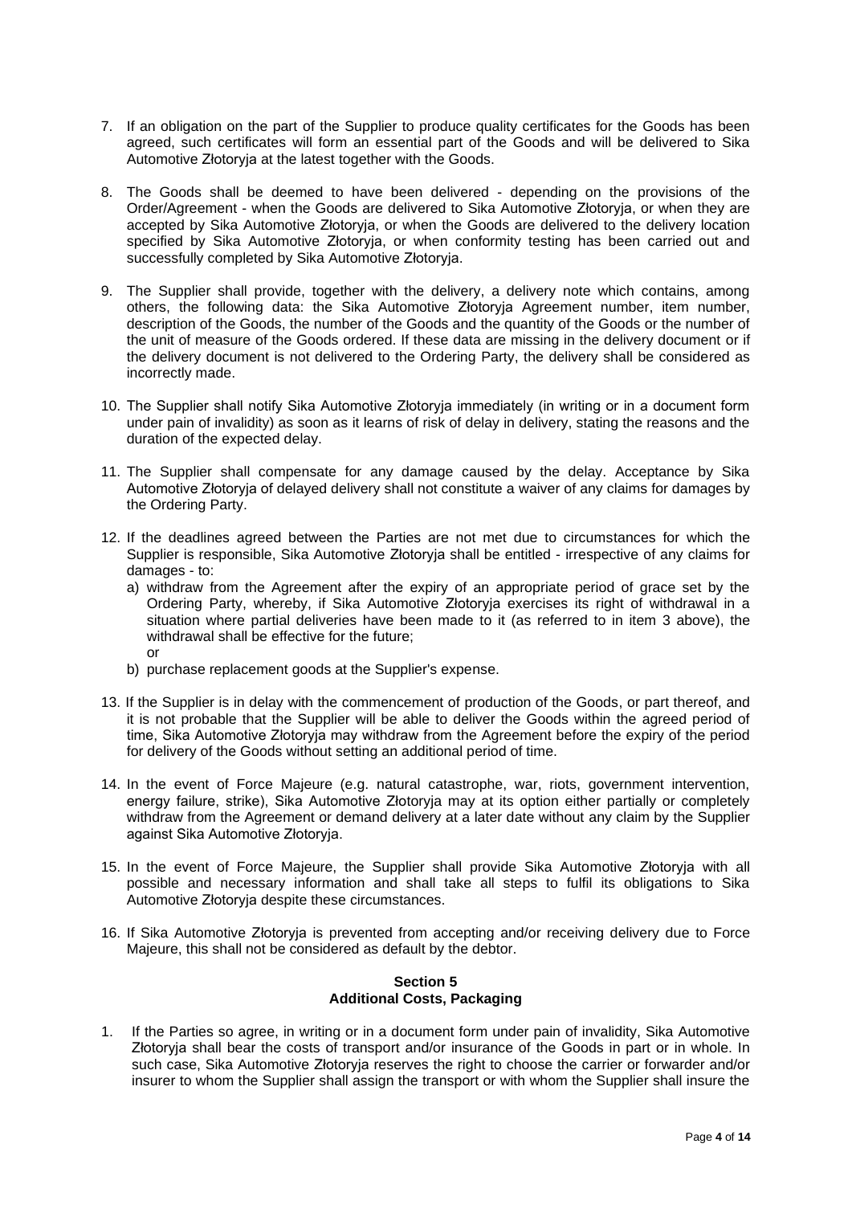7. If an obligation on the part of the Supplier to produce quality certificates for the Goods has been agreed, such certificates will form an essential part of the Goods and will be delivered to Sika Automotive Złotoryja at the latest together with the Goods.

8. The Goods shall be deemed to have been delivered - depending on the provisions of the Order/Agreement - when the Goods are delivered to Sika Automotive Złotoryja, or when they are accepted by Sika Automotive Złotoryja, or when the Goods are delivered to the delivery location specified by Sika Automotive Złotoryja, or when conformity testing has been carried out and successfully completed by Sika Automotive Złotoryja.

9. The Supplier shall provide, together with the delivery, a delivery note which contains, among others, the following data: the Sika Automotive Złotoryja Agreement number, item number, description of the Goods, the number of the Goods and the quantity of the Goods or the number of the unit of measure of the Goods ordered. If these data are missing in the delivery document or if the delivery document is not delivered to the Ordering Party, the delivery shall be considered as incorrectly made.

10. The Supplier shall notify Sika Automotive Złotoryja immediately (in writing or in a document form under pain of invalidity) as soon as it learns of risk of delay in delivery, stating the reasons and the duration of the expected delay.

11. The Supplier shall compensate for any damage caused by the delay. Acceptance by Sika Automotive Złotoryja of delayed delivery shall not constitute a waiver of any claims for damages by the Ordering Party.

12. If the deadlines agreed between the Parties are not met due to circumstances for which the Supplier is responsible, Sika Automotive Złotoryja shall be entitled - irrespective of any claims for damages - to:
    a) withdraw from the Agreement after the expiry of an appropriate period of grace set by the Ordering Party, whereby, if Sika Automotive Złotoryja exercises its right of withdrawal in a situation where partial deliveries have been made to it (as referred to in item 3 above), the withdrawal shall be effective for the future;
    or
    b) purchase replacement goods at the Supplier's expense.

13. If the Supplier is in delay with the commencement of production of the Goods, or part thereof, and it is not probable that the Supplier will be able to deliver the Goods within the agreed period of time, Sika Automotive Złotoryja may withdraw from the Agreement before the expiry of the period for delivery of the Goods without setting an additional period of time.

14. In the event of Force Majeure (e.g. natural catastrophe, war, riots, government intervention, energy failure, strike), Sika Automotive Złotoryja may at its option either partially or completely withdraw from the Agreement or demand delivery at a later date without any claim by the Supplier against Sika Automotive Złotoryja.

15. In the event of Force Majeure, the Supplier shall provide Sika Automotive Złotoryja with all possible and necessary information and shall take all steps to fulfil its obligations to Sika Automotive Złotoryja despite these circumstances.

16. If Sika Automotive Złotoryja is prevented from accepting and/or receiving delivery due to Force Majeure, this shall not be considered as default by the debtor.

## Section 5
## Additional Costs, Packaging

1. If the Parties so agree, in writing or in a document form under pain of invalidity, Sika Automotive Złotoryja shall bear the costs of transport and/or insurance of the Goods in part or in whole. In such case, Sika Automotive Złotoryja reserves the right to choose the carrier or forwarder and/or insurer to whom the Supplier shall assign the transport or with whom the Supplier shall insure the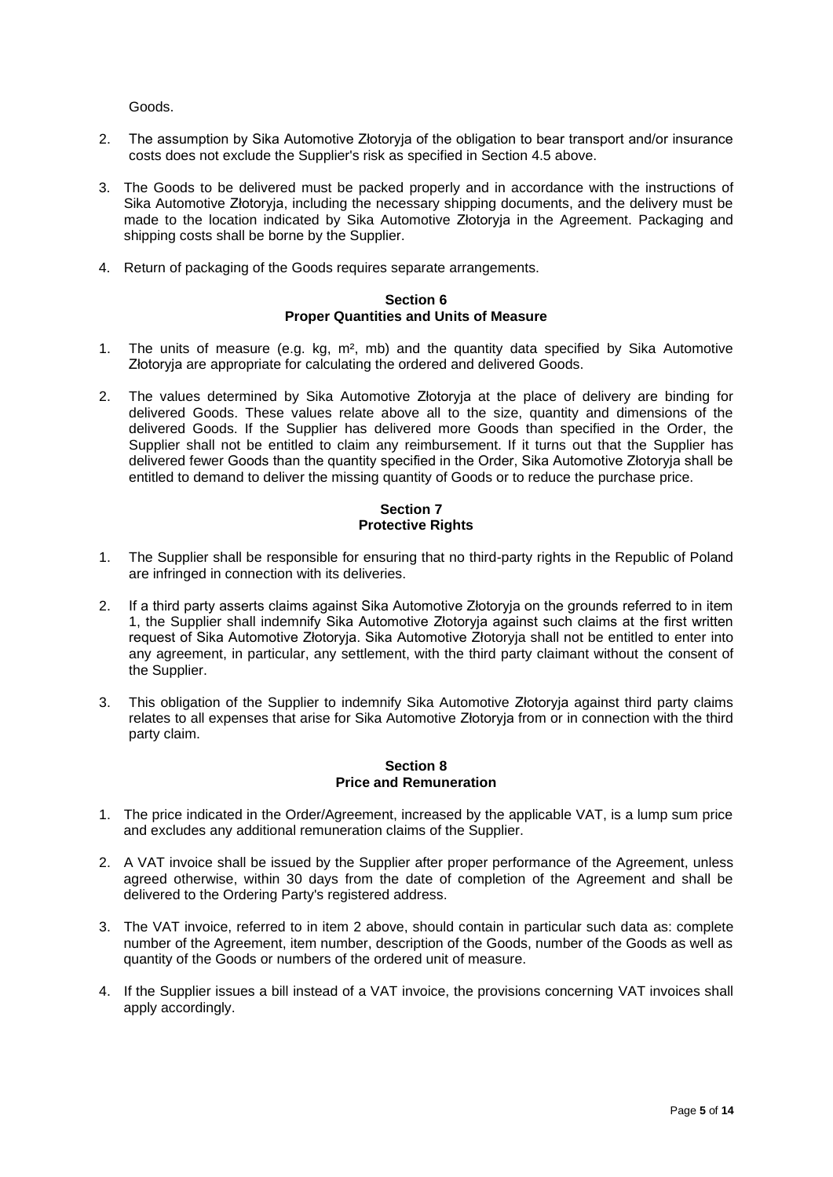Goods.

2. The assumption by Sika Automotive Złotoryja of the obligation to bear transport and/or insurance costs does not exclude the Supplier's risk as specified in Section 4.5 above.

3. The Goods to be delivered must be packed properly and in accordance with the instructions of Sika Automotive Złotoryja, including the necessary shipping documents, and the delivery must be made to the location indicated by Sika Automotive Złotoryja in the Agreement. Packaging and shipping costs shall be borne by the Supplier.

4. Return of packaging of the Goods requires separate arrangements.

**Section 6**
**Proper Quantities and Units of Measure**

1. The units of measure (e.g. kg, m², mb) and the quantity data specified by Sika Automotive Złotoryja are appropriate for calculating the ordered and delivered Goods.

2. The values determined by Sika Automotive Złotoryja at the place of delivery are binding for delivered Goods. These values relate above all to the size, quantity and dimensions of the delivered Goods. If the Supplier has delivered more Goods than specified in the Order, the Supplier shall not be entitled to claim any reimbursement. If it turns out that the Supplier has delivered fewer Goods than the quantity specified in the Order, Sika Automotive Złotoryja shall be entitled to demand to deliver the missing quantity of Goods or to reduce the purchase price.

**Section 7**
**Protective Rights**

1. The Supplier shall be responsible for ensuring that no third-party rights in the Republic of Poland are infringed in connection with its deliveries.

2. If a third party asserts claims against Sika Automotive Złotoryja on the grounds referred to in item 1, the Supplier shall indemnify Sika Automotive Złotoryja against such claims at the first written request of Sika Automotive Złotoryja. Sika Automotive Złotoryja shall not be entitled to enter into any agreement, in particular, any settlement, with the third party claimant without the consent of the Supplier.

3. This obligation of the Supplier to indemnify Sika Automotive Złotoryja against third party claims relates to all expenses that arise for Sika Automotive Złotoryja from or in connection with the third party claim.

**Section 8**
**Price and Remuneration**

1. The price indicated in the Order/Agreement, increased by the applicable VAT, is a lump sum price and excludes any additional remuneration claims of the Supplier.

2. A VAT invoice shall be issued by the Supplier after proper performance of the Agreement, unless agreed otherwise, within 30 days from the date of completion of the Agreement and shall be delivered to the Ordering Party's registered address.

3. The VAT invoice, referred to in item 2 above, should contain in particular such data as: complete number of the Agreement, item number, description of the Goods, number of the Goods as well as quantity of the Goods or numbers of the ordered unit of measure.

4. If the Supplier issues a bill instead of a VAT invoice, the provisions concerning VAT invoices shall apply accordingly.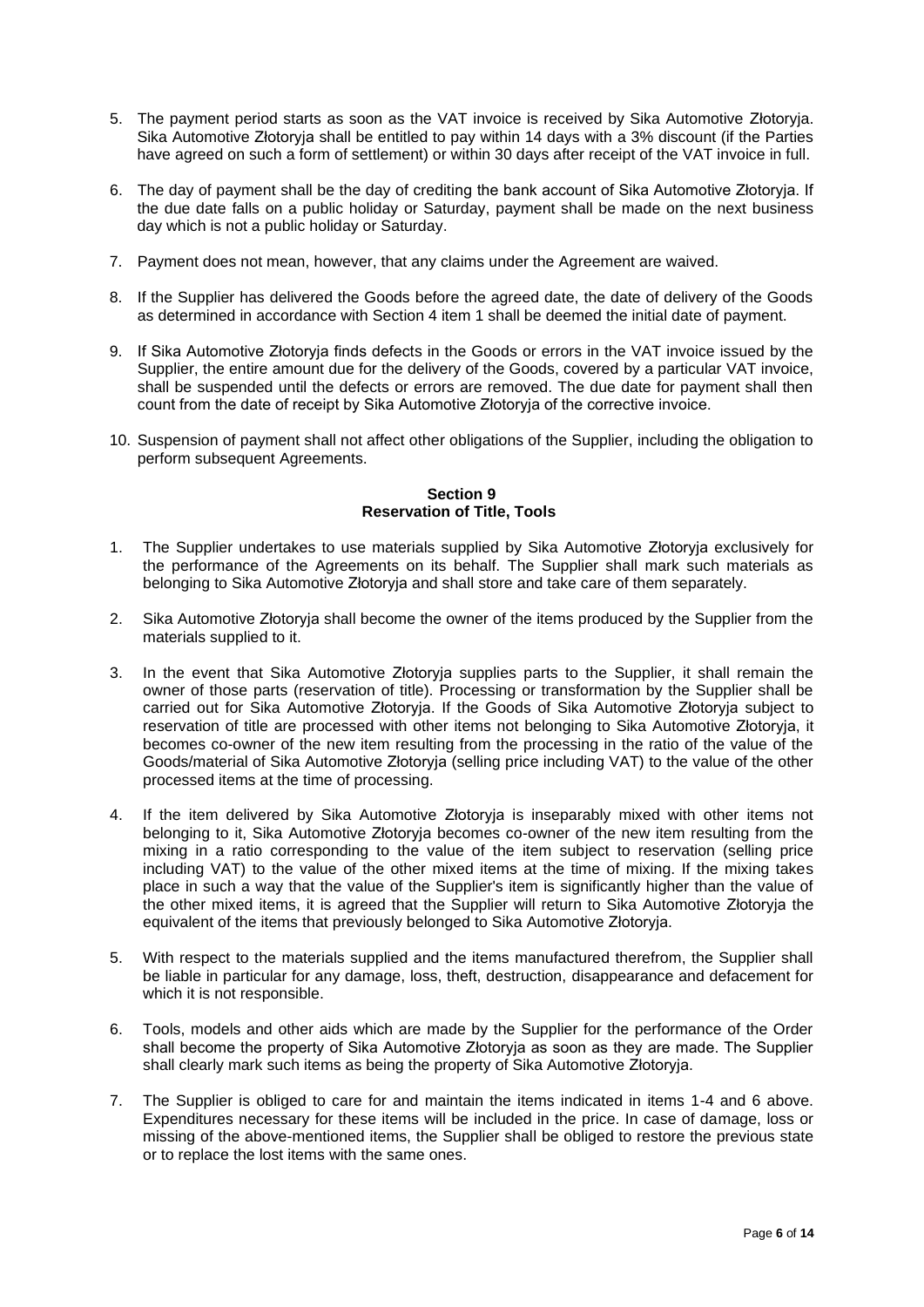5. The payment period starts as soon as the VAT invoice is received by Sika Automotive Złotoryja. Sika Automotive Złotoryja shall be entitled to pay within 14 days with a 3% discount (if the Parties have agreed on such a form of settlement) or within 30 days after receipt of the VAT invoice in full.

6. The day of payment shall be the day of crediting the bank account of Sika Automotive Złotoryja. If the due date falls on a public holiday or Saturday, payment shall be made on the next business day which is not a public holiday or Saturday.

7. Payment does not mean, however, that any claims under the Agreement are waived.

8. If the Supplier has delivered the Goods before the agreed date, the date of delivery of the Goods as determined in accordance with Section 4 item 1 shall be deemed the initial date of payment.

9. If Sika Automotive Złotoryja finds defects in the Goods or errors in the VAT invoice issued by the Supplier, the entire amount due for the delivery of the Goods, covered by a particular VAT invoice, shall be suspended until the defects or errors are removed. The due date for payment shall then count from the date of receipt by Sika Automotive Złotoryja of the corrective invoice.

10. Suspension of payment shall not affect other obligations of the Supplier, including the obligation to perform subsequent Agreements.

## Section 9
## Reservation of Title, Tools

1. The Supplier undertakes to use materials supplied by Sika Automotive Złotoryja exclusively for the performance of the Agreements on its behalf. The Supplier shall mark such materials as belonging to Sika Automotive Złotoryja and shall store and take care of them separately.

2. Sika Automotive Złotoryja shall become the owner of the items produced by the Supplier from the materials supplied to it.

3. In the event that Sika Automotive Złotoryja supplies parts to the Supplier, it shall remain the owner of those parts (reservation of title). Processing or transformation by the Supplier shall be carried out for Sika Automotive Złotoryja. If the Goods of Sika Automotive Złotoryja subject to reservation of title are processed with other items not belonging to Sika Automotive Złotoryja, it becomes co-owner of the new item resulting from the processing in the ratio of the value of the Goods/material of Sika Automotive Złotoryja (selling price including VAT) to the value of the other processed items at the time of processing.

4. If the item delivered by Sika Automotive Złotoryja is inseparably mixed with other items not belonging to it, Sika Automotive Złotoryja becomes co-owner of the new item resulting from the mixing in a ratio corresponding to the value of the item subject to reservation (selling price including VAT) to the value of the other mixed items at the time of mixing. If the mixing takes place in such a way that the value of the Supplier's item is significantly higher than the value of the other mixed items, it is agreed that the Supplier will return to Sika Automotive Złotoryja the equivalent of the items that previously belonged to Sika Automotive Złotoryja.

5. With respect to the materials supplied and the items manufactured therefrom, the Supplier shall be liable in particular for any damage, loss, theft, destruction, disappearance and defacement for which it is not responsible.

6. Tools, models and other aids which are made by the Supplier for the performance of the Order shall become the property of Sika Automotive Złotoryja as soon as they are made. The Supplier shall clearly mark such items as being the property of Sika Automotive Złotoryja.

7. The Supplier is obliged to care for and maintain the items indicated in items 1-4 and 6 above. Expenditures necessary for these items will be included in the price. In case of damage, loss or missing of the above-mentioned items, the Supplier shall be obliged to restore the previous state or to replace the lost items with the same ones.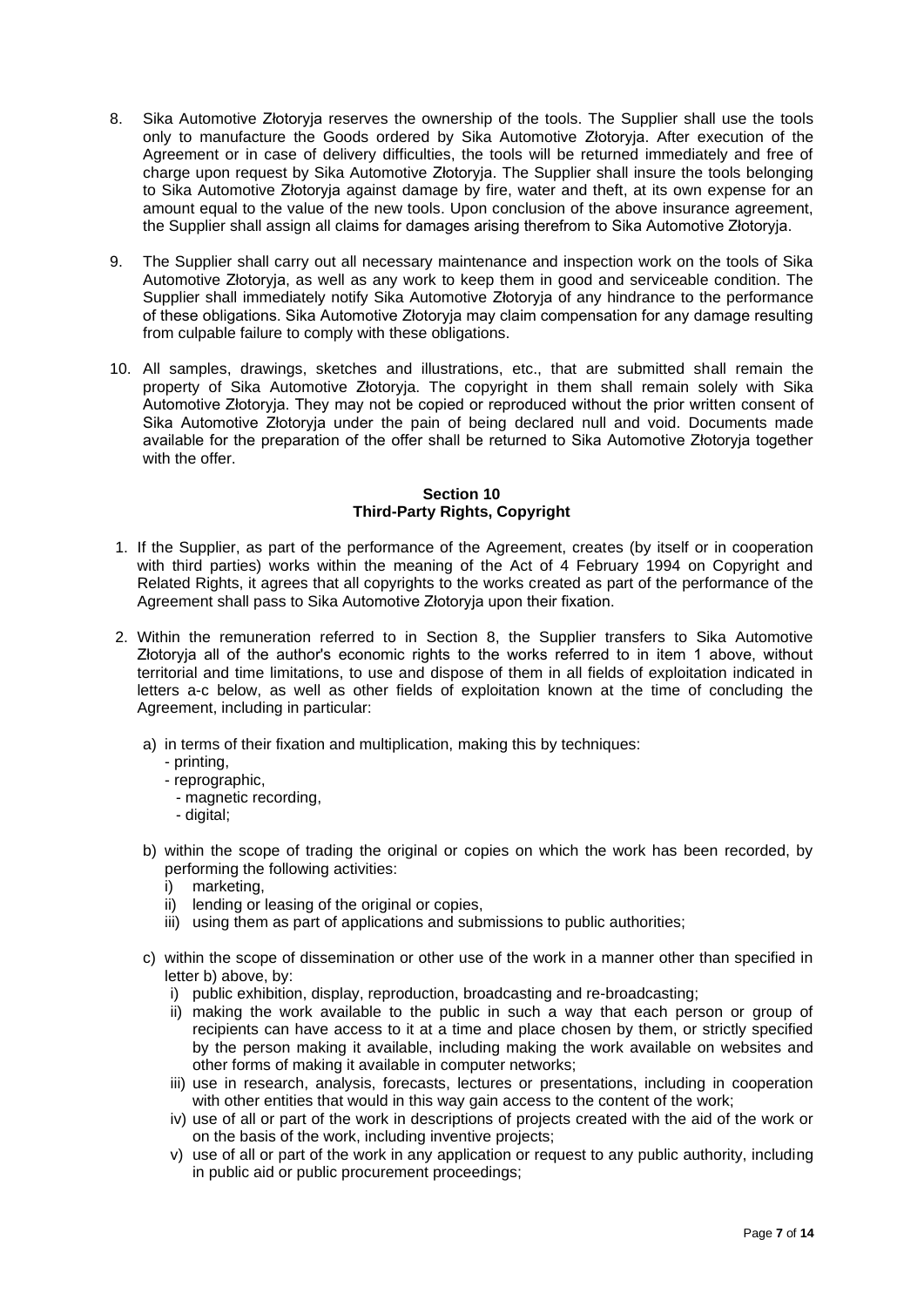8. Sika Automotive Złotoryja reserves the ownership of the tools. The Supplier shall use the tools only to manufacture the Goods ordered by Sika Automotive Złotoryja. After execution of the Agreement or in case of delivery difficulties, the tools will be returned immediately and free of charge upon request by Sika Automotive Złotoryja. The Supplier shall insure the tools belonging to Sika Automotive Złotoryja against damage by fire, water and theft, at its own expense for an amount equal to the value of the new tools. Upon conclusion of the above insurance agreement, the Supplier shall assign all claims for damages arising therefrom to Sika Automotive Złotoryja.

9. The Supplier shall carry out all necessary maintenance and inspection work on the tools of Sika Automotive Złotoryja, as well as any work to keep them in good and serviceable condition. The Supplier shall immediately notify Sika Automotive Złotoryja of any hindrance to the performance of these obligations. Sika Automotive Złotoryja may claim compensation for any damage resulting from culpable failure to comply with these obligations.

10. All samples, drawings, sketches and illustrations, etc., that are submitted shall remain the property of Sika Automotive Złotoryja. The copyright in them shall remain solely with Sika Automotive Złotoryja. They may not be copied or reproduced without the prior written consent of Sika Automotive Złotoryja under the pain of being declared null and void. Documents made available for the preparation of the offer shall be returned to Sika Automotive Złotoryja together with the offer.

## Section 10
## Third-Party Rights, Copyright

1. If the Supplier, as part of the performance of the Agreement, creates (by itself or in cooperation with third parties) works within the meaning of the Act of 4 February 1994 on Copyright and Related Rights, it agrees that all copyrights to the works created as part of the performance of the Agreement shall pass to Sika Automotive Złotoryja upon their fixation.

2. Within the remuneration referred to in Section 8, the Supplier transfers to Sika Automotive Złotoryja all of the author's economic rights to the works referred to in item 1 above, without territorial and time limitations, to use and dispose of them in all fields of exploitation indicated in letters a-c below, as well as other fields of exploitation known at the time of concluding the Agreement, including in particular:

   a) in terms of their fixation and multiplication, making this by techniques:
      - printing,
      - reprographic,
      - magnetic recording,
      - digital;

   b) within the scope of trading the original or copies on which the work has been recorded, by performing the following activities:
      i) marketing,
      ii) lending or leasing of the original or copies,
      iii) using them as part of applications and submissions to public authorities;

   c) within the scope of dissemination or other use of the work in a manner other than specified in letter b) above, by:
      i) public exhibition, display, reproduction, broadcasting and re-broadcasting;
      ii) making the work available to the public in such a way that each person or group of recipients can have access to it at a time and place chosen by them, or strictly specified by the person making it available, including making the work available on websites and other forms of making it available in computer networks;
      iii) use in research, analysis, forecasts, lectures or presentations, including in cooperation with other entities that would in this way gain access to the content of the work;
      iv) use of all or part of the work in descriptions of projects created with the aid of the work or on the basis of the work, including inventive projects;
      v) use of all or part of the work in any application or request to any public authority, including in public aid or public procurement proceedings;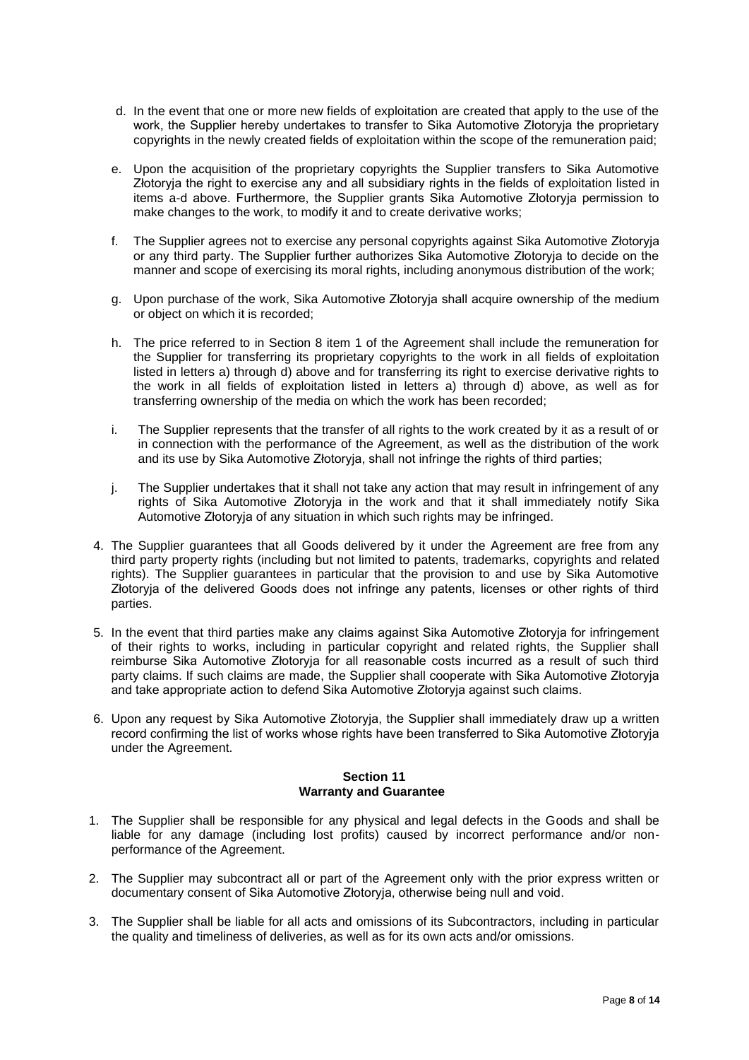d. In the event that one or more new fields of exploitation are created that apply to the use of the work, the Supplier hereby undertakes to transfer to Sika Automotive Złotoryja the proprietary copyrights in the newly created fields of exploitation within the scope of the remuneration paid;

e. Upon the acquisition of the proprietary copyrights the Supplier transfers to Sika Automotive Złotoryja the right to exercise any and all subsidiary rights in the fields of exploitation listed in items a-d above. Furthermore, the Supplier grants Sika Automotive Złotoryja permission to make changes to the work, to modify it and to create derivative works;

f. The Supplier agrees not to exercise any personal copyrights against Sika Automotive Złotoryja or any third party. The Supplier further authorizes Sika Automotive Złotoryja to decide on the manner and scope of exercising its moral rights, including anonymous distribution of the work;

g. Upon purchase of the work, Sika Automotive Złotoryja shall acquire ownership of the medium or object on which it is recorded;

h. The price referred to in Section 8 item 1 of the Agreement shall include the remuneration for the Supplier for transferring its proprietary copyrights to the work in all fields of exploitation listed in letters a) through d) above and for transferring its right to exercise derivative rights to the work in all fields of exploitation listed in letters a) through d) above, as well as for transferring ownership of the media on which the work has been recorded;

i. The Supplier represents that the transfer of all rights to the work created by it as a result of or in connection with the performance of the Agreement, as well as the distribution of the work and its use by Sika Automotive Złotoryja, shall not infringe the rights of third parties;

j. The Supplier undertakes that it shall not take any action that may result in infringement of any rights of Sika Automotive Złotoryja in the work and that it shall immediately notify Sika Automotive Złotoryja of any situation in which such rights may be infringed.

4. The Supplier guarantees that all Goods delivered by it under the Agreement are free from any third party property rights (including but not limited to patents, trademarks, copyrights and related rights). The Supplier guarantees in particular that the provision to and use by Sika Automotive Złotoryja of the delivered Goods does not infringe any patents, licenses or other rights of third parties.

5. In the event that third parties make any claims against Sika Automotive Złotoryja for infringement of their rights to works, including in particular copyright and related rights, the Supplier shall reimburse Sika Automotive Złotoryja for all reasonable costs incurred as a result of such third party claims. If such claims are made, the Supplier shall cooperate with Sika Automotive Złotoryja and take appropriate action to defend Sika Automotive Złotoryja against such claims.

6. Upon any request by Sika Automotive Złotoryja, the Supplier shall immediately draw up a written record confirming the list of works whose rights have been transferred to Sika Automotive Złotoryja under the Agreement.

**Section 11**
**Warranty and Guarantee**

1. The Supplier shall be responsible for any physical and legal defects in the Goods and shall be liable for any damage (including lost profits) caused by incorrect performance and/or non-performance of the Agreement.

2. The Supplier may subcontract all or part of the Agreement only with the prior express written or documentary consent of Sika Automotive Złotoryja, otherwise being null and void.

3. The Supplier shall be liable for all acts and omissions of its Subcontractors, including in particular the quality and timeliness of deliveries, as well as for its own acts and/or omissions.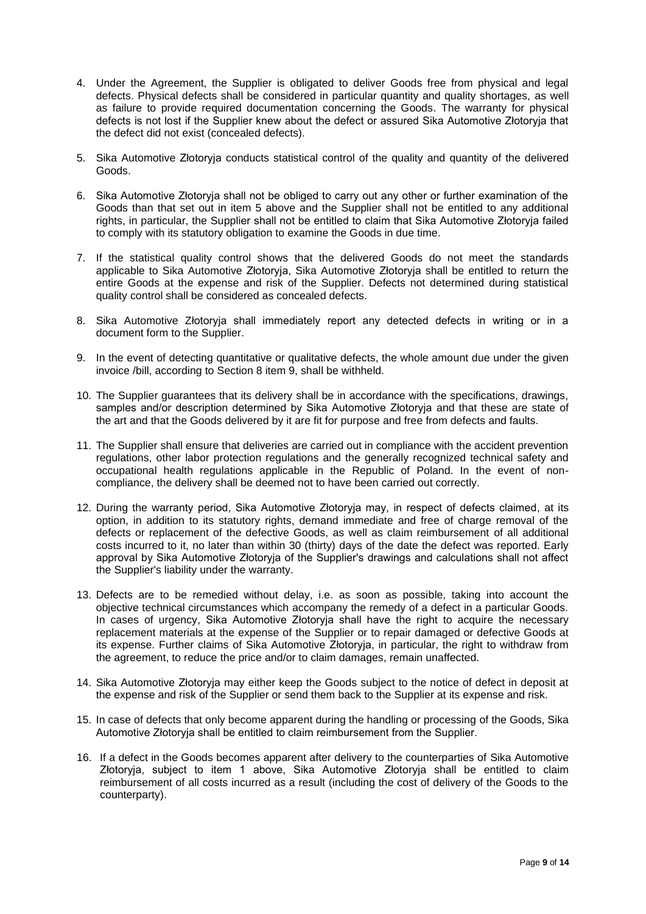4. Under the Agreement, the Supplier is obligated to deliver Goods free from physical and legal defects. Physical defects shall be considered in particular quantity and quality shortages, as well as failure to provide required documentation concerning the Goods. The warranty for physical defects is not lost if the Supplier knew about the defect or assured Sika Automotive Złotoryja that the defect did not exist (concealed defects).

5. Sika Automotive Złotoryja conducts statistical control of the quality and quantity of the delivered Goods.

6. Sika Automotive Złotoryja shall not be obliged to carry out any other or further examination of the Goods than that set out in item 5 above and the Supplier shall not be entitled to any additional rights, in particular, the Supplier shall not be entitled to claim that Sika Automotive Złotoryja failed to comply with its statutory obligation to examine the Goods in due time.

7. If the statistical quality control shows that the delivered Goods do not meet the standards applicable to Sika Automotive Złotoryja, Sika Automotive Złotoryja shall be entitled to return the entire Goods at the expense and risk of the Supplier. Defects not determined during statistical quality control shall be considered as concealed defects.

8. Sika Automotive Złotoryja shall immediately report any detected defects in writing or in a document form to the Supplier.

9. In the event of detecting quantitative or qualitative defects, the whole amount due under the given invoice /bill, according to Section 8 item 9, shall be withheld.

10. The Supplier guarantees that its delivery shall be in accordance with the specifications, drawings, samples and/or description determined by Sika Automotive Złotoryja and that these are state of the art and that the Goods delivered by it are fit for purpose and free from defects and faults.

11. The Supplier shall ensure that deliveries are carried out in compliance with the accident prevention regulations, other labor protection regulations and the generally recognized technical safety and occupational health regulations applicable in the Republic of Poland. In the event of non-compliance, the delivery shall be deemed not to have been carried out correctly.

12. During the warranty period, Sika Automotive Złotoryja may, in respect of defects claimed, at its option, in addition to its statutory rights, demand immediate and free of charge removal of the defects or replacement of the defective Goods, as well as claim reimbursement of all additional costs incurred to it, no later than within 30 (thirty) days of the date the defect was reported. Early approval by Sika Automotive Złotoryja of the Supplier's drawings and calculations shall not affect the Supplier's liability under the warranty.

13. Defects are to be remedied without delay, i.e. as soon as possible, taking into account the objective technical circumstances which accompany the remedy of a defect in a particular Goods. In cases of urgency, Sika Automotive Złotoryja shall have the right to acquire the necessary replacement materials at the expense of the Supplier or to repair damaged or defective Goods at its expense. Further claims of Sika Automotive Złotoryja, in particular, the right to withdraw from the agreement, to reduce the price and/or to claim damages, remain unaffected.

14. Sika Automotive Złotoryja may either keep the Goods subject to the notice of defect in deposit at the expense and risk of the Supplier or send them back to the Supplier at its expense and risk.

15. In case of defects that only become apparent during the handling or processing of the Goods, Sika Automotive Złotoryja shall be entitled to claim reimbursement from the Supplier.

16. If a defect in the Goods becomes apparent after delivery to the counterparties of Sika Automotive Złotoryja, subject to item 1 above, Sika Automotive Złotoryja shall be entitled to claim reimbursement of all costs incurred as a result (including the cost of delivery of the Goods to the counterparty).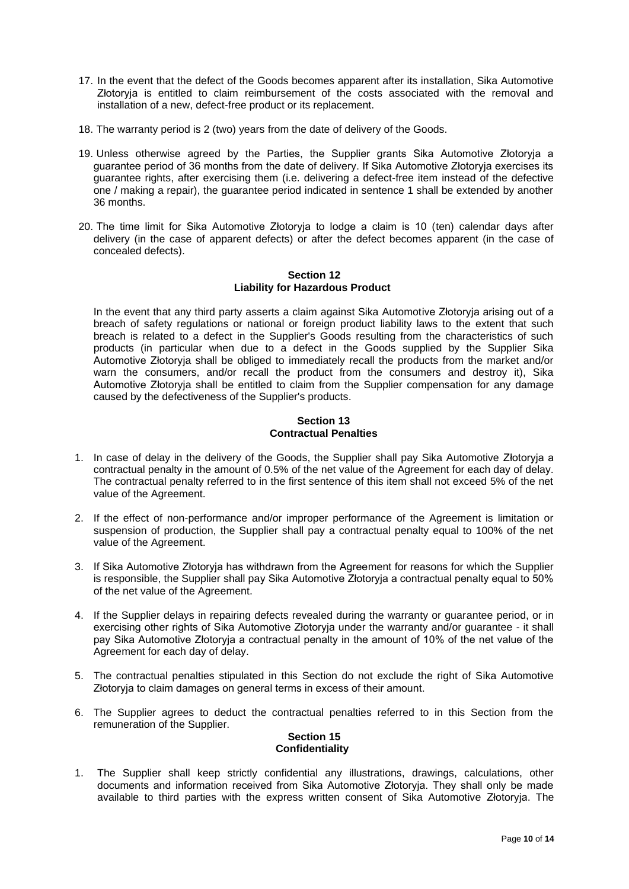17. In the event that the defect of the Goods becomes apparent after its installation, Sika Automotive Złotoryja is entitled to claim reimbursement of the costs associated with the removal and installation of a new, defect-free product or its replacement.

18. The warranty period is 2 (two) years from the date of delivery of the Goods.

19. Unless otherwise agreed by the Parties, the Supplier grants Sika Automotive Złotoryja a guarantee period of 36 months from the date of delivery. If Sika Automotive Złotoryja exercises its guarantee rights, after exercising them (i.e. delivering a defect-free item instead of the defective one / making a repair), the guarantee period indicated in sentence 1 shall be extended by another 36 months.

20. The time limit for Sika Automotive Złotoryja to lodge a claim is 10 (ten) calendar days after delivery (in the case of apparent defects) or after the defect becomes apparent (in the case of concealed defects).

## Section 12
## Liability for Hazardous Product

In the event that any third party asserts a claim against Sika Automotive Złotoryja arising out of a breach of safety regulations or national or foreign product liability laws to the extent that such breach is related to a defect in the Supplier's Goods resulting from the characteristics of such products (in particular when due to a defect in the Goods supplied by the Supplier Sika Automotive Złotoryja shall be obliged to immediately recall the products from the market and/or warn the consumers, and/or recall the product from the consumers and destroy it), Sika Automotive Złotoryja shall be entitled to claim from the Supplier compensation for any damage caused by the defectiveness of the Supplier's products.

## Section 13
## Contractual Penalties

1. In case of delay in the delivery of the Goods, the Supplier shall pay Sika Automotive Złotoryja a contractual penalty in the amount of 0.5% of the net value of the Agreement for each day of delay. The contractual penalty referred to in the first sentence of this item shall not exceed 5% of the net value of the Agreement.

2. If the effect of non-performance and/or improper performance of the Agreement is limitation or suspension of production, the Supplier shall pay a contractual penalty equal to 100% of the net value of the Agreement.

3. If Sika Automotive Złotoryja has withdrawn from the Agreement for reasons for which the Supplier is responsible, the Supplier shall pay Sika Automotive Złotoryja a contractual penalty equal to 50% of the net value of the Agreement.

4. If the Supplier delays in repairing defects revealed during the warranty or guarantee period, or in exercising other rights of Sika Automotive Złotoryja under the warranty and/or guarantee - it shall pay Sika Automotive Złotoryja a contractual penalty in the amount of 10% of the net value of the Agreement for each day of delay.

5. The contractual penalties stipulated in this Section do not exclude the right of Sika Automotive Złotoryja to claim damages on general terms in excess of their amount.

6. The Supplier agrees to deduct the contractual penalties referred to in this Section from the remuneration of the Supplier.

## Section 15
## Confidentiality

1. The Supplier shall keep strictly confidential any illustrations, drawings, calculations, other documents and information received from Sika Automotive Złotoryja. They shall only be made available to third parties with the express written consent of Sika Automotive Złotoryja. The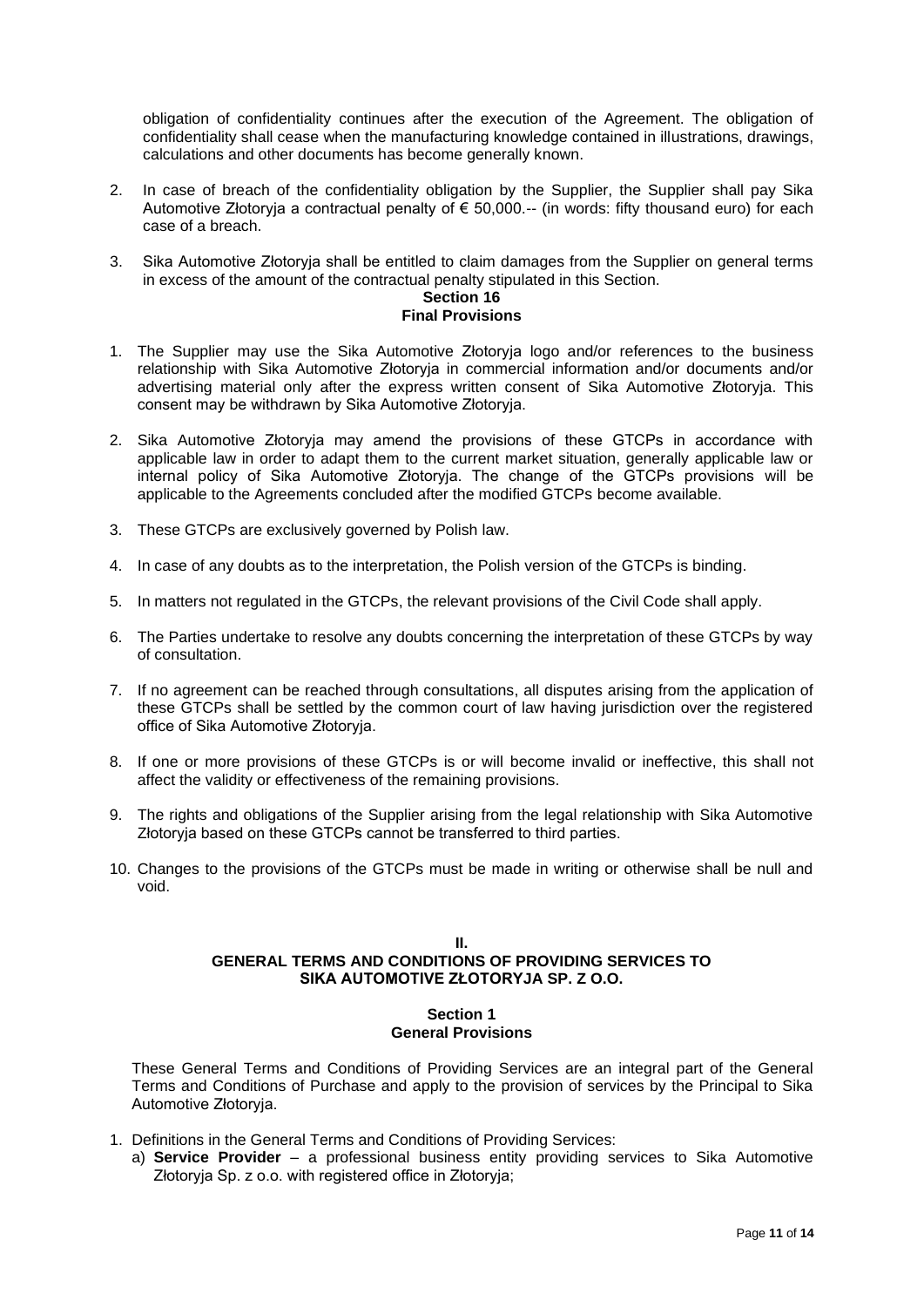obligation of confidentiality continues after the execution of the Agreement. The obligation of confidentiality shall cease when the manufacturing knowledge contained in illustrations, drawings, calculations and other documents has become generally known.

2. In case of breach of the confidentiality obligation by the Supplier, the Supplier shall pay Sika Automotive Złotoryja a contractual penalty of € 50,000.-- (in words: fifty thousand euro) for each case of a breach.

3. Sika Automotive Złotoryja shall be entitled to claim damages from the Supplier on general terms in excess of the amount of the contractual penalty stipulated in this Section.

### Section 16
### Final Provisions

1. The Supplier may use the Sika Automotive Złotoryja logo and/or references to the business relationship with Sika Automotive Złotoryja in commercial information and/or documents and/or advertising material only after the express written consent of Sika Automotive Złotoryja. This consent may be withdrawn by Sika Automotive Złotoryja.

2. Sika Automotive Złotoryja may amend the provisions of these GTCPs in accordance with applicable law in order to adapt them to the current market situation, generally applicable law or internal policy of Sika Automotive Złotoryja. The change of the GTCPs provisions will be applicable to the Agreements concluded after the modified GTCPs become available.

3. These GTCPs are exclusively governed by Polish law.

4. In case of any doubts as to the interpretation, the Polish version of the GTCPs is binding.

5. In matters not regulated in the GTCPs, the relevant provisions of the Civil Code shall apply.

6. The Parties undertake to resolve any doubts concerning the interpretation of these GTCPs by way of consultation.

7. If no agreement can be reached through consultations, all disputes arising from the application of these GTCPs shall be settled by the common court of law having jurisdiction over the registered office of Sika Automotive Złotoryja.

8. If one or more provisions of these GTCPs is or will become invalid or ineffective, this shall not affect the validity or effectiveness of the remaining provisions.

9. The rights and obligations of the Supplier arising from the legal relationship with Sika Automotive Złotoryja based on these GTCPs cannot be transferred to third parties.

10. Changes to the provisions of the GTCPs must be made in writing or otherwise shall be null and void.

## II.
## GENERAL TERMS AND CONDITIONS OF PROVIDING SERVICES TO SIKA AUTOMOTIVE ZŁOTORYJA SP. Z O.O.

### Section 1
### General Provisions

These General Terms and Conditions of Providing Services are an integral part of the General Terms and Conditions of Purchase and apply to the provision of services by the Principal to Sika Automotive Złotoryja.

1. Definitions in the General Terms and Conditions of Providing Services:
   a) **Service Provider** – a professional business entity providing services to Sika Automotive Złotoryja Sp. z o.o. with registered office in Złotoryja;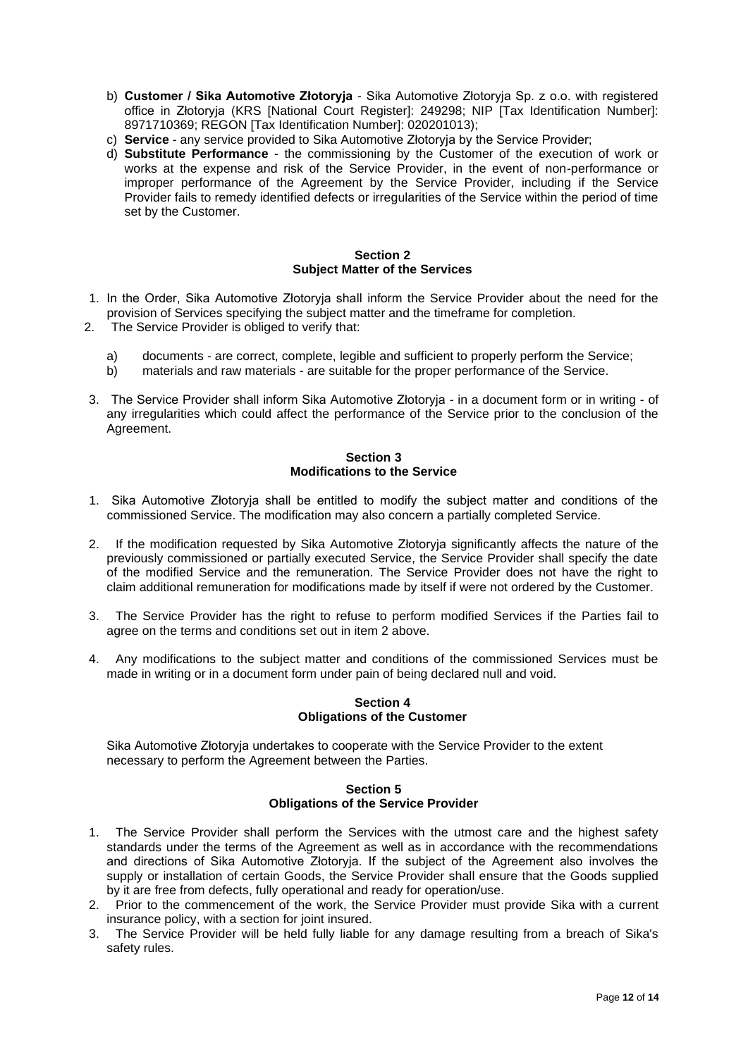b) **Customer / Sika Automotive Złotoryja** - Sika Automotive Złotoryja Sp. z o.o. with registered office in Złotoryja (KRS [National Court Register]: 249298; NIP [Tax Identification Number]: 8971710369; REGON [Tax Identification Number]: 020201013);
c) **Service** - any service provided to Sika Automotive Złotoryja by the Service Provider;
d) **Substitute Performance** - the commissioning by the Customer of the execution of work or works at the expense and risk of the Service Provider, in the event of non-performance or improper performance of the Agreement by the Service Provider, including if the Service Provider fails to remedy identified defects or irregularities of the Service within the period of time set by the Customer.

## Section 2
## Subject Matter of the Services

1. In the Order, Sika Automotive Złotoryja shall inform the Service Provider about the need for the provision of Services specifying the subject matter and the timeframe for completion.
2. The Service Provider is obliged to verify that:
   a) documents - are correct, complete, legible and sufficient to properly perform the Service;
   b) materials and raw materials - are suitable for the proper performance of the Service.
3. The Service Provider shall inform Sika Automotive Złotoryja - in a document form or in writing - of any irregularities which could affect the performance of the Service prior to the conclusion of the Agreement.

## Section 3
## Modifications to the Service

1. Sika Automotive Złotoryja shall be entitled to modify the subject matter and conditions of the commissioned Service. The modification may also concern a partially completed Service.
2. If the modification requested by Sika Automotive Złotoryja significantly affects the nature of the previously commissioned or partially executed Service, the Service Provider shall specify the date of the modified Service and the remuneration. The Service Provider does not have the right to claim additional remuneration for modifications made by itself if were not ordered by the Customer.
3. The Service Provider has the right to refuse to perform modified Services if the Parties fail to agree on the terms and conditions set out in item 2 above.
4. Any modifications to the subject matter and conditions of the commissioned Services must be made in writing or in a document form under pain of being declared null and void.

## Section 4
## Obligations of the Customer

Sika Automotive Złotoryja undertakes to cooperate with the Service Provider to the extent necessary to perform the Agreement between the Parties.

## Section 5
## Obligations of the Service Provider

1. The Service Provider shall perform the Services with the utmost care and the highest safety standards under the terms of the Agreement as well as in accordance with the recommendations and directions of Sika Automotive Złotoryja. If the subject of the Agreement also involves the supply or installation of certain Goods, the Service Provider shall ensure that the Goods supplied by it are free from defects, fully operational and ready for operation/use.
2. Prior to the commencement of the work, the Service Provider must provide Sika with a current insurance policy, with a section for joint insured.
3. The Service Provider will be held fully liable for any damage resulting from a breach of Sika's safety rules.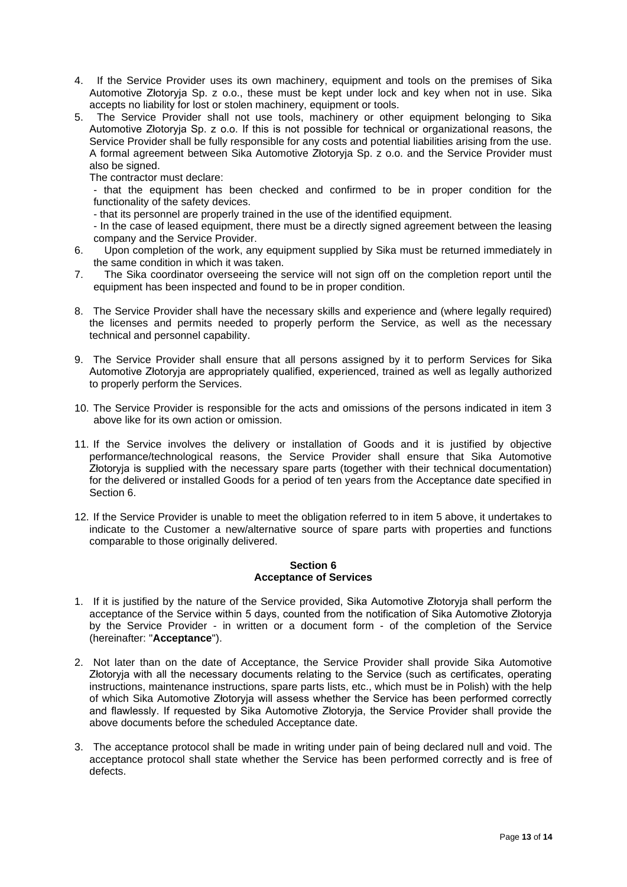4. If the Service Provider uses its own machinery, equipment and tools on the premises of Sika Automotive Złotoryja Sp. z o.o., these must be kept under lock and key when not in use. Sika accepts no liability for lost or stolen machinery, equipment or tools.
5. The Service Provider shall not use tools, machinery or other equipment belonging to Sika Automotive Złotoryja Sp. z o.o. If this is not possible for technical or organizational reasons, the Service Provider shall be fully responsible for any costs and potential liabilities arising from the use. A formal agreement between Sika Automotive Złotoryja Sp. z o.o. and the Service Provider must also be signed.
   The contractor must declare:
   - that the equipment has been checked and confirmed to be in proper condition for the functionality of the safety devices.
   - that its personnel are properly trained in the use of the identified equipment.
   - In the case of leased equipment, there must be a directly signed agreement between the leasing company and the Service Provider.
6. Upon completion of the work, any equipment supplied by Sika must be returned immediately in the same condition in which it was taken.
7. The Sika coordinator overseeing the service will not sign off on the completion report until the equipment has been inspected and found to be in proper condition.
8. The Service Provider shall have the necessary skills and experience and (where legally required) the licenses and permits needed to properly perform the Service, as well as the necessary technical and personnel capability.
9. The Service Provider shall ensure that all persons assigned by it to perform Services for Sika Automotive Złotoryja are appropriately qualified, experienced, trained as well as legally authorized to properly perform the Services.
10. The Service Provider is responsible for the acts and omissions of the persons indicated in item 3 above like for its own action or omission.
11. If the Service involves the delivery or installation of Goods and it is justified by objective performance/technological reasons, the Service Provider shall ensure that Sika Automotive Złotoryja is supplied with the necessary spare parts (together with their technical documentation) for the delivered or installed Goods for a period of ten years from the Acceptance date specified in Section 6.
12. If the Service Provider is unable to meet the obligation referred to in item 5 above, it undertakes to indicate to the Customer a new/alternative source of spare parts with properties and functions comparable to those originally delivered.

## Section 6
## Acceptance of Services

1. If it is justified by the nature of the Service provided, Sika Automotive Złotoryja shall perform the acceptance of the Service within 5 days, counted from the notification of Sika Automotive Złotoryja by the Service Provider - in written or a document form - of the completion of the Service (hereinafter: "**Acceptance**").
2. Not later than on the date of Acceptance, the Service Provider shall provide Sika Automotive Złotoryja with all the necessary documents relating to the Service (such as certificates, operating instructions, maintenance instructions, spare parts lists, etc., which must be in Polish) with the help of which Sika Automotive Złotoryja will assess whether the Service has been performed correctly and flawlessly. If requested by Sika Automotive Złotoryja, the Service Provider shall provide the above documents before the scheduled Acceptance date.
3. The acceptance protocol shall be made in writing under pain of being declared null and void. The acceptance protocol shall state whether the Service has been performed correctly and is free of defects.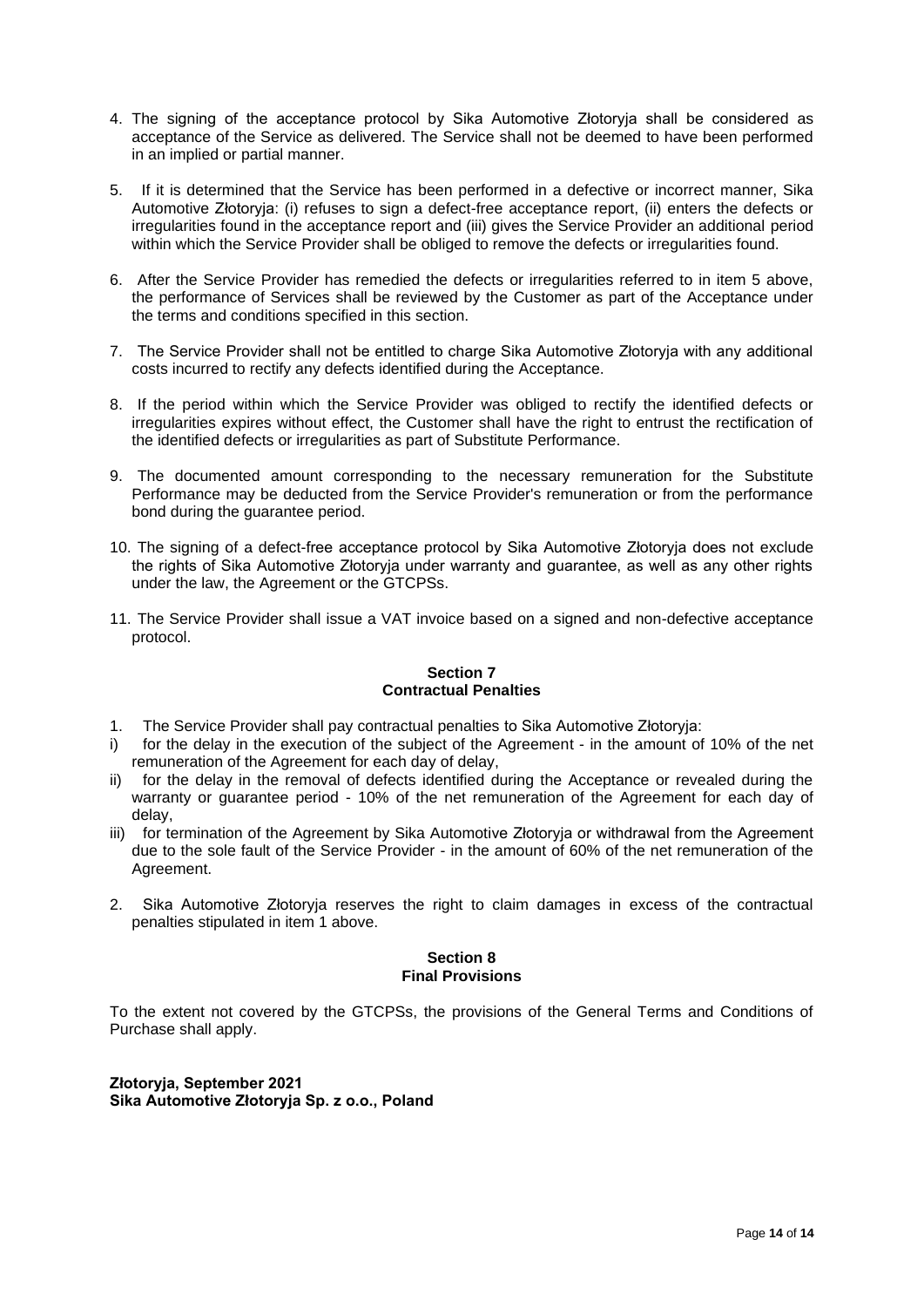4. The signing of the acceptance protocol by Sika Automotive Złotoryja shall be considered as acceptance of the Service as delivered. The Service shall not be deemed to have been performed in an implied or partial manner.

5. If it is determined that the Service has been performed in a defective or incorrect manner, Sika Automotive Złotoryja: (i) refuses to sign a defect-free acceptance report, (ii) enters the defects or irregularities found in the acceptance report and (iii) gives the Service Provider an additional period within which the Service Provider shall be obliged to remove the defects or irregularities found.

6. After the Service Provider has remedied the defects or irregularities referred to in item 5 above, the performance of Services shall be reviewed by the Customer as part of the Acceptance under the terms and conditions specified in this section.

7. The Service Provider shall not be entitled to charge Sika Automotive Złotoryja with any additional costs incurred to rectify any defects identified during the Acceptance.

8. If the period within which the Service Provider was obliged to rectify the identified defects or irregularities expires without effect, the Customer shall have the right to entrust the rectification of the identified defects or irregularities as part of Substitute Performance.

9. The documented amount corresponding to the necessary remuneration for the Substitute Performance may be deducted from the Service Provider's remuneration or from the performance bond during the guarantee period.

10. The signing of a defect-free acceptance protocol by Sika Automotive Złotoryja does not exclude the rights of Sika Automotive Złotoryja under warranty and guarantee, as well as any other rights under the law, the Agreement or the GTCPSs.

11. The Service Provider shall issue a VAT invoice based on a signed and non-defective acceptance protocol.

## Section 7
## Contractual Penalties

1. The Service Provider shall pay contractual penalties to Sika Automotive Złotoryja:

i) for the delay in the execution of the subject of the Agreement - in the amount of 10% of the net remuneration of the Agreement for each day of delay,

ii) for the delay in the removal of defects identified during the Acceptance or revealed during the warranty or guarantee period - 10% of the net remuneration of the Agreement for each day of delay,

iii) for termination of the Agreement by Sika Automotive Złotoryja or withdrawal from the Agreement due to the sole fault of the Service Provider - in the amount of 60% of the net remuneration of the Agreement.

2. Sika Automotive Złotoryja reserves the right to claim damages in excess of the contractual penalties stipulated in item 1 above.

## Section 8
## Final Provisions

To the extent not covered by the GTCPSs, the provisions of the General Terms and Conditions of Purchase shall apply.

**Złotoryja, September 2021**
**Sika Automotive Złotoryja Sp. z o.o., Poland**